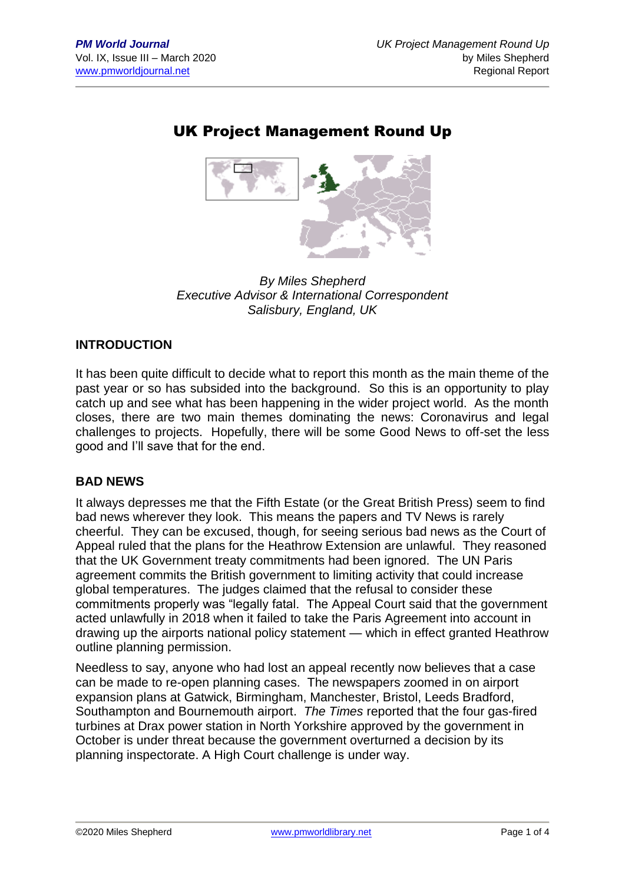# UK Project Management Round Up

*By Miles Shepherd*
*Executive Advisor & International Correspondent*
*Salisbury, England, UK*

## INTRODUCTION

It has been quite difficult to decide what to report this month as the main theme of the past year or so has subsided into the background. So this is an opportunity to play catch up and see what has been happening in the wider project world. As the month closes, there are two main themes dominating the news: Coronavirus and legal challenges to projects. Hopefully, there will be some Good News to off-set the less good and I'll save that for the end.

## BAD NEWS

It always depresses me that the Fifth Estate (or the Great British Press) seem to find bad news wherever they look. This means the papers and TV News is rarely cheerful. They can be excused, though, for seeing serious bad news as the Court of Appeal ruled that the plans for the Heathrow Extension are unlawful. They reasoned that the UK Government treaty commitments had been ignored. The UN Paris agreement commits the British government to limiting activity that could increase global temperatures. The judges claimed that the refusal to consider these commitments properly was "legally fatal. The Appeal Court said that the government acted unlawfully in 2018 when it failed to take the Paris Agreement into account in drawing up the airports national policy statement — which in effect granted Heathrow outline planning permission.

Needless to say, anyone who had lost an appeal recently now believes that a case can be made to re-open planning cases. The newspapers zoomed in on airport expansion plans at Gatwick, Birmingham, Manchester, Bristol, Leeds Bradford, Southampton and Bournemouth airport. *The Times* reported that the four gas-fired turbines at Drax power station in North Yorkshire approved by the government in October is under threat because the government overturned a decision by its planning inspectorate. A High Court challenge is under way.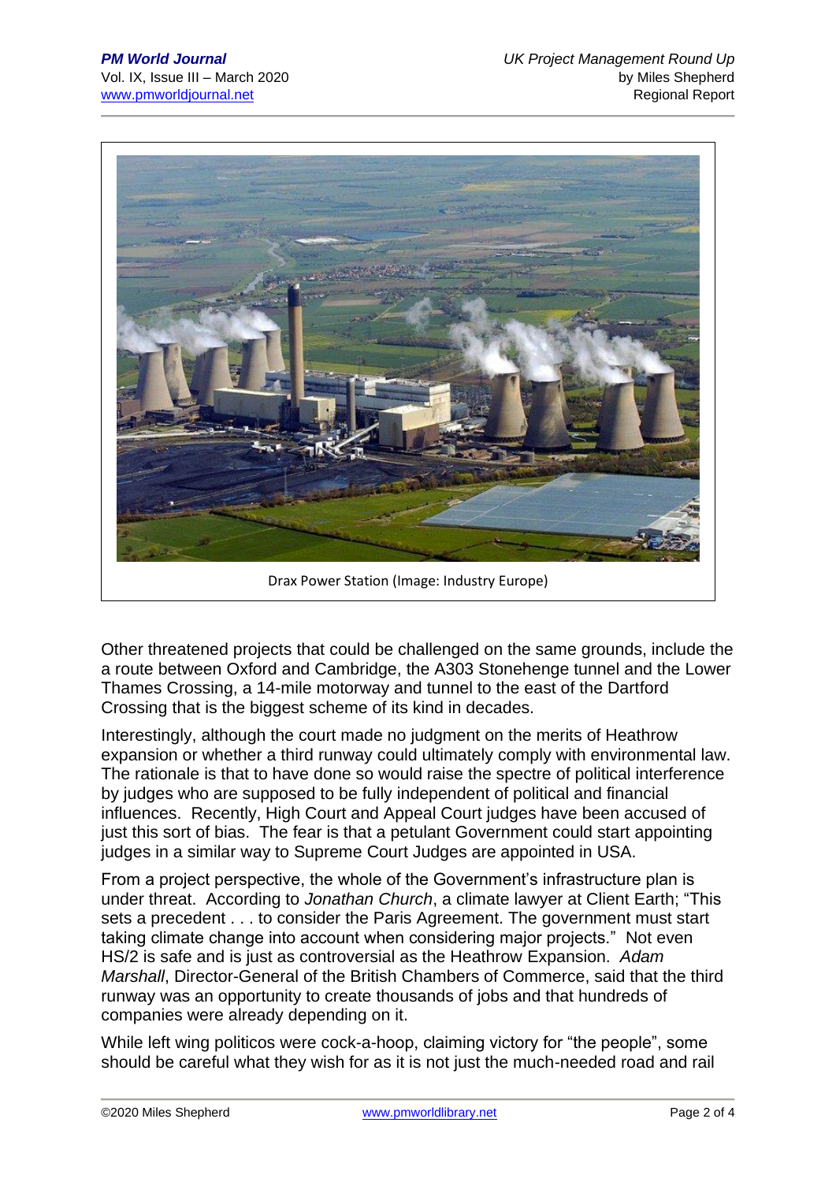Drax Power Station (Image: Industry Europe)

Other threatened projects that could be challenged on the same grounds, include the a route between Oxford and Cambridge, the A303 Stonehenge tunnel and the Lower Thames Crossing, a 14-mile motorway and tunnel to the east of the Dartford Crossing that is the biggest scheme of its kind in decades.

Interestingly, although the court made no judgment on the merits of Heathrow expansion or whether a third runway could ultimately comply with environmental law. The rationale is that to have done so would raise the spectre of political interference by judges who are supposed to be fully independent of political and financial influences. Recently, High Court and Appeal Court judges have been accused of just this sort of bias. The fear is that a petulant Government could start appointing judges in a similar way to Supreme Court Judges are appointed in USA.

From a project perspective, the whole of the Government's infrastructure plan is under threat. According to *Jonathan Church*, a climate lawyer at Client Earth; "This sets a precedent . . . to consider the Paris Agreement. The government must start taking climate change into account when considering major projects." Not even HS/2 is safe and is just as controversial as the Heathrow Expansion. *Adam Marshall*, Director-General of the British Chambers of Commerce, said that the third runway was an opportunity to create thousands of jobs and that hundreds of companies were already depending on it.

While left wing politicos were cock-a-hoop, claiming victory for "the people", some should be careful what they wish for as it is not just the much-needed road and rail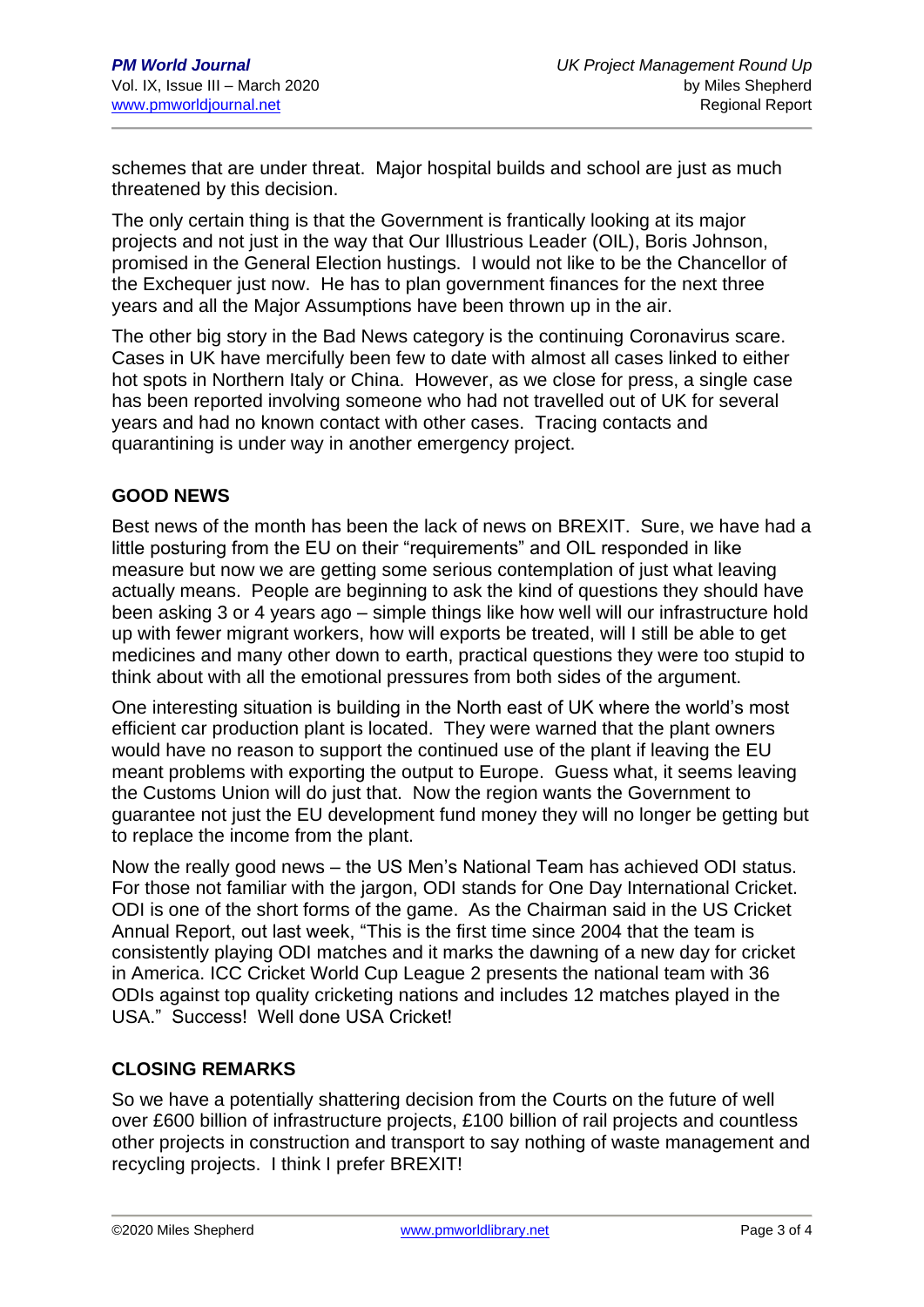schemes that are under threat. Major hospital builds and school are just as much threatened by this decision.

The only certain thing is that the Government is frantically looking at its major projects and not just in the way that Our Illustrious Leader (OIL), Boris Johnson, promised in the General Election hustings. I would not like to be the Chancellor of the Exchequer just now. He has to plan government finances for the next three years and all the Major Assumptions have been thrown up in the air.

The other big story in the Bad News category is the continuing Coronavirus scare. Cases in UK have mercifully been few to date with almost all cases linked to either hot spots in Northern Italy or China. However, as we close for press, a single case has been reported involving someone who had not travelled out of UK for several years and had no known contact with other cases. Tracing contacts and quarantining is under way in another emergency project.

## GOOD NEWS

Best news of the month has been the lack of news on BREXIT. Sure, we have had a little posturing from the EU on their "requirements" and OIL responded in like measure but now we are getting some serious contemplation of just what leaving actually means. People are beginning to ask the kind of questions they should have been asking 3 or 4 years ago – simple things like how well will our infrastructure hold up with fewer migrant workers, how will exports be treated, will I still be able to get medicines and many other down to earth, practical questions they were too stupid to think about with all the emotional pressures from both sides of the argument.

One interesting situation is building in the North east of UK where the world's most efficient car production plant is located. They were warned that the plant owners would have no reason to support the continued use of the plant if leaving the EU meant problems with exporting the output to Europe. Guess what, it seems leaving the Customs Union will do just that. Now the region wants the Government to guarantee not just the EU development fund money they will no longer be getting but to replace the income from the plant.

Now the really good news – the US Men's National Team has achieved ODI status. For those not familiar with the jargon, ODI stands for One Day International Cricket. ODI is one of the short forms of the game. As the Chairman said in the US Cricket Annual Report, out last week, "This is the first time since 2004 that the team is consistently playing ODI matches and it marks the dawning of a new day for cricket in America. ICC Cricket World Cup League 2 presents the national team with 36 ODIs against top quality cricketing nations and includes 12 matches played in the USA." Success! Well done USA Cricket!

## CLOSING REMARKS

So we have a potentially shattering decision from the Courts on the future of well over £600 billion of infrastructure projects, £100 billion of rail projects and countless other projects in construction and transport to say nothing of waste management and recycling projects. I think I prefer BREXIT!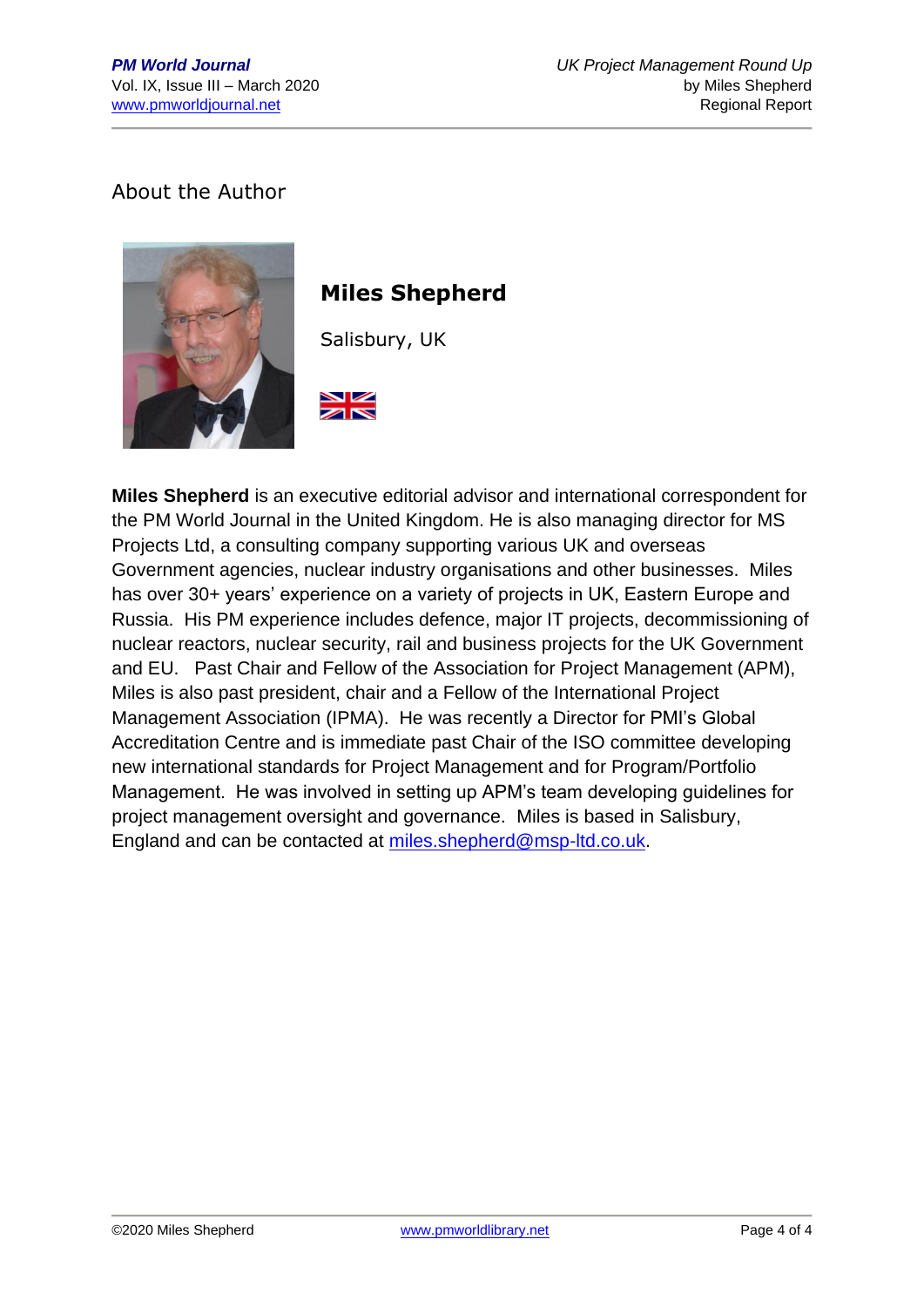## About the Author

**Miles Shepherd**

Salisbury, UK

**Miles Shepherd** is an executive editorial advisor and international correspondent for the PM World Journal in the United Kingdom. He is also managing director for MS Projects Ltd, a consulting company supporting various UK and overseas Government agencies, nuclear industry organisations and other businesses. Miles has over 30+ years' experience on a variety of projects in UK, Eastern Europe and Russia. His PM experience includes defence, major IT projects, decommissioning of nuclear reactors, nuclear security, rail and business projects for the UK Government and EU. Past Chair and Fellow of the Association for Project Management (APM), Miles is also past president, chair and a Fellow of the International Project Management Association (IPMA). He was recently a Director for PMI's Global Accreditation Centre and is immediate past Chair of the ISO committee developing new international standards for Project Management and for Program/Portfolio Management. He was involved in setting up APM's team developing guidelines for project management oversight and governance. Miles is based in Salisbury, England and can be contacted at miles.shepherd@msp-ltd.co.uk.